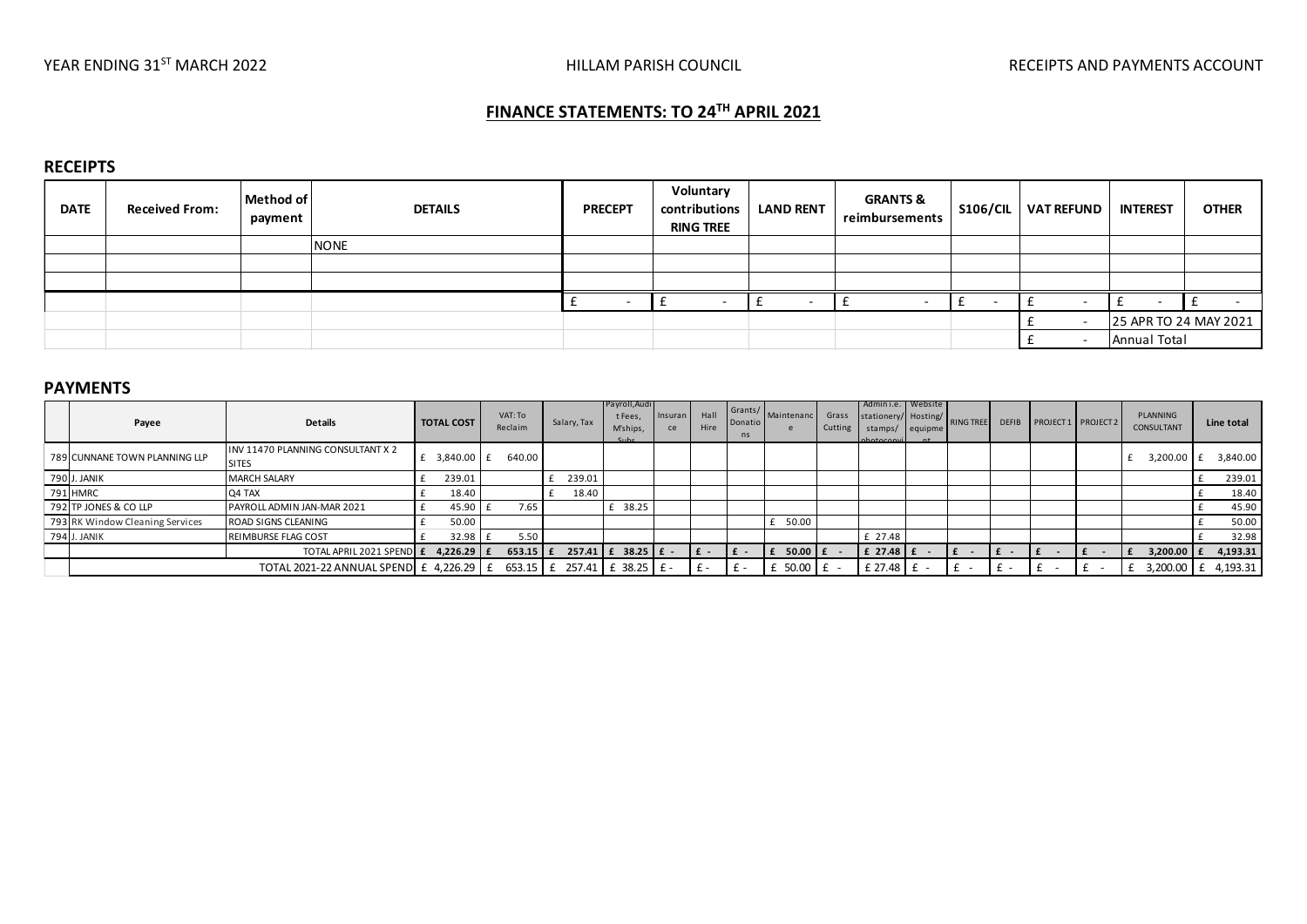YEAR ENDING 31ST MARCH 2022 | HILLAM PARISH COUNCIL | RECEIPTS AND PAYMENTS ACCOUNT

# FINANCE STATEMENTS: TO 24TH APRIL 2021

## RECEIPTS

| DATE | Received From: | Method of payment | DETAILS | PRECEPT | Voluntary contributions RING TREE | LAND RENT | GRANTS & reimbursements | S106/CIL | VAT REFUND | INTEREST | OTHER |
|---|---|---|---|---|---|---|---|---|---|---|---|
| | | | NONE | | | | | | | | |
| | | | | | | | | | | | |
| | | | | | | | | | | | |
| | | | | £ - | £ - | £ - | £ - | £ - | £ - | £ - | £ - |
| | | | | | | | | | £ - | 25 APR TO 24 MAY 2021 | |
| | | | | | | | | | £ - | Annual Total | |

## PAYMENTS

| | Payee | Details | TOTAL COST | VAT: To Reclaim | Salary, Tax | Payroll, Audit Fees, M'ships, Subs | Insurance | Hall Hire | Grants/ Donations | Maintenance | Grass Cutting | Admin i.e. stationery/ stamps/ photocopying | Website Hosting/ equipment | RING TREE | DEFIB | PROJECT 1 | PROJECT 2 | PLANNING CONSULTANT | Line total |
|---|---|---|---|---|---|---|---|---|---|---|---|---|---|---|---|---|---|---|---|
| 789 | CUNNANE TOWN PLANNING LLP | INV 11470 PLANNING CONSULTANT X 2 SITES | £ 3,840.00 | £ 640.00 | | | | | | | | | | | | | | £ 3,200.00 | £ 3,840.00 |
| 790 | J. JANIK | MARCH SALARY | £ 239.01 | | £ 239.01 | | | | | | | | | | | | | | £ 239.01 |
| 791 | HMRC | Q4 TAX | £ 18.40 | | £ 18.40 | | | | | | | | | | | | | | £ 18.40 |
| 792 | TP JONES & CO LLP | PAYROLL ADMIN JAN-MAR 2021 | £ 45.90 | £ 7.65 | | £ 38.25 | | | | | | | | | | | | | £ 45.90 |
| 793 | RK Window Cleaning Services | ROAD SIGNS CLEANING | £ 50.00 | | | | | | | £ 50.00 | | | | | | | | | £ 50.00 |
| 794 | J. JANIK | REIMBURSE FLAG COST | £ 32.98 | £ 5.50 | | | | | | | | £ 27.48 | | | | | | | £ 32.98 |
| | | **TOTAL APRIL 2021 SPEND** | **£ 4,226.29** | **£ 653.15** | **£ 257.41** | **£ 38.25** | **£ -** | **£ -** | **£ -** | **£ 50.00** | **£ -** | **£ 27.48** | **£ -** | **£ -** | **£ -** | **£ -** | **£ -** | **£ 3,200.00** | **£ 4,193.31** |
| | | TOTAL 2021-22 ANNUAL SPEND | £ 4,226.29 | £ 653.15 | £ 257.41 | £ 38.25 | £ - | £ - | £ - | £ 50.00 | £ - | £ 27.48 | £ - | £ - | £ - | £ - | £ - | £ 3,200.00 | £ 4,193.31 |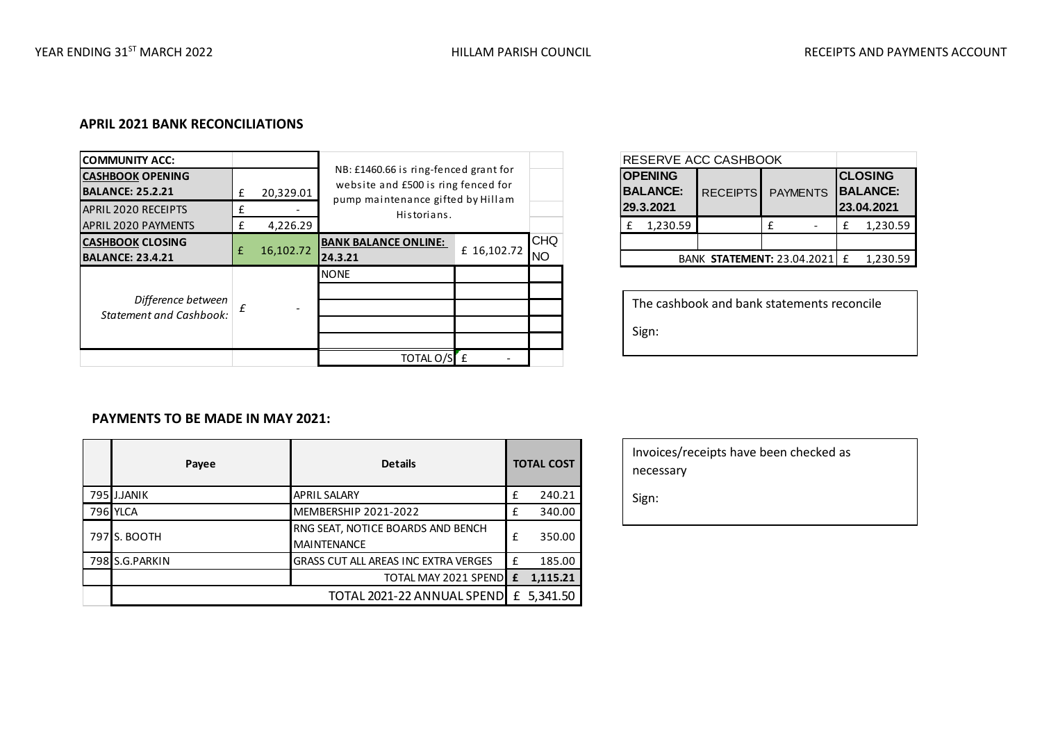## APRIL 2021 BANK RECONCILIATIONS

| | | | | |
|---|---|---|---|---|
| **COMMUNITY ACC:** | | NB: £1460.66 is ring-fenced grant for website and £500 is ring fenced for pump maintenance gifted by Hillam Historians. | | |
| **CASHBOOK OPENING BALANCE: 25.2.21** | £ 20,329.01 | | | |
| APRIL 2020 RECEIPTS | £ - | | | |
| APRIL 2020 PAYMENTS | £ 4,226.29 | | | |
| **CASHBOOK CLOSING BALANCE: 23.4.21** | £ 16,102.72 | **BANK BALANCE ONLINE: 24.3.21** | £ 16,102.72 | CHQ NO |
| *Difference between Statement and Cashbook:* | *£* - | NONE | | |
| | | | | |
| | | | | |
| | | | | |
| | | TOTAL O/S | £ - | |

| RESERVE ACC CASHBOOK | | | |
|---|---|---|---|
| **OPENING BALANCE: 29.3.2021** | RECEIPTS | PAYMENTS | **CLOSING BALANCE: 23.04.2021** |
| £ 1,230.59 | | £ - | £ 1,230.59 |
| | | | |
| BANK **STATEMENT:** 23.04.2021 | | | £ 1,230.59 |

The cashbook and bank statements reconcile

Sign:

## PAYMENTS TO BE MADE IN MAY 2021:

| | Payee | Details | TOTAL COST |
|---|---|---|---|
| 795 | J.JANIK | APRIL SALARY | £ 240.21 |
| 796 | YLCA | MEMBERSHIP 2021-2022 | £ 340.00 |
| 797 | S. BOOTH | RNG SEAT, NOTICE BOARDS AND BENCH MAINTENANCE | £ 350.00 |
| 798 | S.G.PARKIN | GRASS CUT ALL AREAS INC EXTRA VERGES | £ 185.00 |
| | | TOTAL MAY 2021 SPEND | **£ 1,115.21** |
| | | TOTAL 2021-22 ANNUAL SPEND | £ 5,341.50 |

Invoices/receipts have been checked as necessary

Sign: